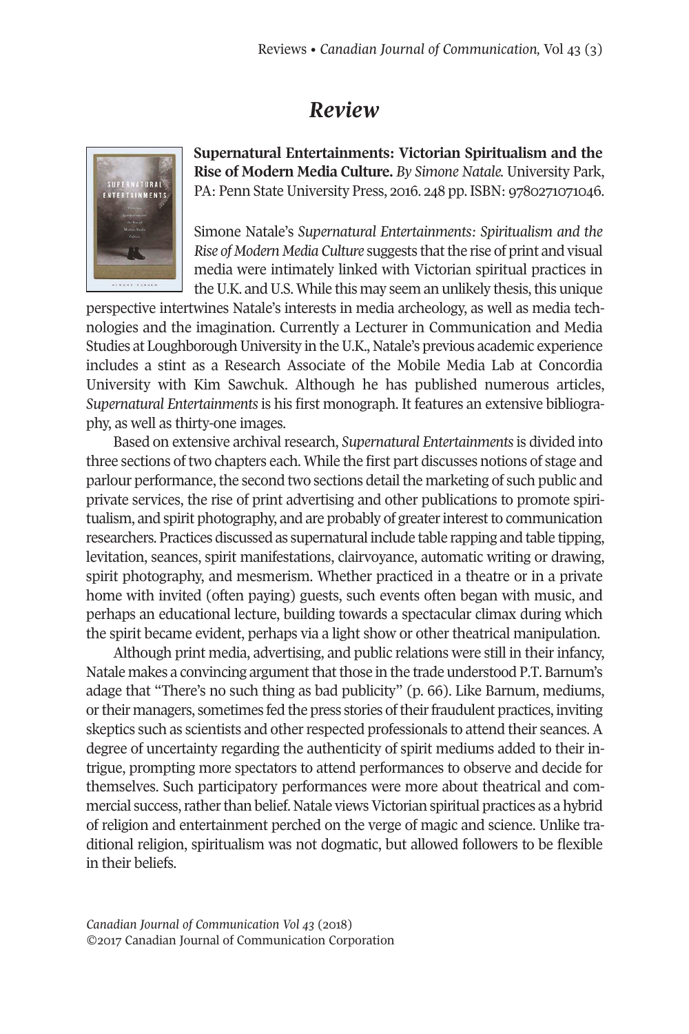# Review

**Supernatural Entertainments: Victorian Spiritualism and the Rise of Modern Media Culture.** *By Simone Natale.* University Park, PA: Penn State University Press, 2016. 248 pp. ISBN: 9780271071046.

Simone Natale's *Supernatural Entertainments: Spiritualism and the Rise of Modern Media Culture* suggests that the rise of print and visual media were intimately linked with Victorian spiritual practices in the U.K. and U.S. While this may seem an unlikely thesis, this unique perspective intertwines Natale's interests in media archeology, as well as media technologies and the imagination. Currently a Lecturer in Communication and Media Studies at Loughborough University in the U.K., Natale's previous academic experience includes a stint as a Research Associate of the Mobile Media Lab at Concordia University with Kim Sawchuk. Although he has published numerous articles, *Supernatural Entertainments* is his first monograph. It features an extensive bibliography, as well as thirty-one images.

Based on extensive archival research, *Supernatural Entertainments* is divided into three sections of two chapters each. While the first part discusses notions of stage and parlour performance, the second two sections detail the marketing of such public and private services, the rise of print advertising and other publications to promote spiritualism, and spirit photography, and are probably of greater interest to communication researchers. Practices discussed as supernatural include table rapping and table tipping, levitation, seances, spirit manifestations, clairvoyance, automatic writing or drawing, spirit photography, and mesmerism. Whether practiced in a theatre or in a private home with invited (often paying) guests, such events often began with music, and perhaps an educational lecture, building towards a spectacular climax during which the spirit became evident, perhaps via a light show or other theatrical manipulation.

Although print media, advertising, and public relations were still in their infancy, Natale makes a convincing argument that those in the trade understood P.T. Barnum's adage that "There's no such thing as bad publicity" (p. 66). Like Barnum, mediums, or their managers, sometimes fed the press stories of their fraudulent practices, inviting skeptics such as scientists and other respected professionals to attend their seances. A degree of uncertainty regarding the authenticity of spirit mediums added to their intrigue, prompting more spectators to attend performances to observe and decide for themselves. Such participatory performances were more about theatrical and commercial success, rather than belief. Natale views Victorian spiritual practices as a hybrid of religion and entertainment perched on the verge of magic and science. Unlike traditional religion, spiritualism was not dogmatic, but allowed followers to be flexible in their beliefs.

*Canadian Journal of Communication Vol 43* (2018)
©2017 Canadian Journal of Communication Corporation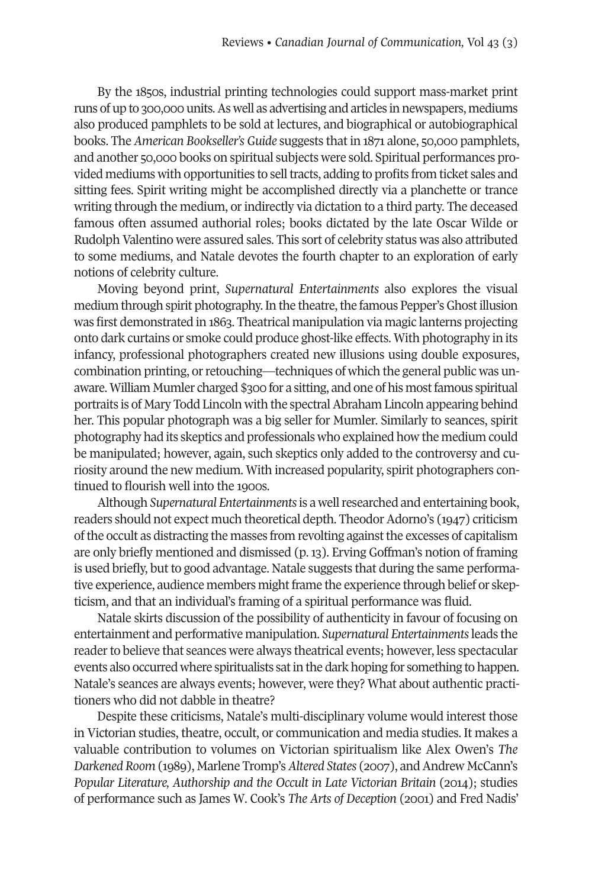By the 1850s, industrial printing technologies could support mass-market print runs of up to 300,000 units. As well as advertising and articles in newspapers, mediums also produced pamphlets to be sold at lectures, and biographical or autobiographical books. The *American Bookseller's Guide* suggests that in 1871 alone, 50,000 pamphlets, and another 50,000 books on spiritual subjects were sold. Spiritual performances provided mediums with opportunities to sell tracts, adding to profits from ticket sales and sitting fees. Spirit writing might be accomplished directly via a planchette or trance writing through the medium, or indirectly via dictation to a third party. The deceased famous often assumed authorial roles; books dictated by the late Oscar Wilde or Rudolph Valentino were assured sales. This sort of celebrity status was also attributed to some mediums, and Natale devotes the fourth chapter to an exploration of early notions of celebrity culture.

Moving beyond print, *Supernatural Entertainments* also explores the visual medium through spirit photography. In the theatre, the famous Pepper's Ghost illusion was first demonstrated in 1863. Theatrical manipulation via magic lanterns projecting onto dark curtains or smoke could produce ghost-like effects. With photography in its infancy, professional photographers created new illusions using double exposures, combination printing, or retouching—techniques of which the general public was unaware. William Mumler charged $300 for a sitting, and one of his most famous spiritual portraits is of Mary Todd Lincoln with the spectral Abraham Lincoln appearing behind her. This popular photograph was a big seller for Mumler. Similarly to seances, spirit photography had its skeptics and professionals who explained how the medium could be manipulated; however, again, such skeptics only added to the controversy and curiosity around the new medium. With increased popularity, spirit photographers continued to flourish well into the 1900s.

Although *Supernatural Entertainments* is a well researched and entertaining book, readers should not expect much theoretical depth. Theodor Adorno's (1947) criticism of the occult as distracting the masses from revolting against the excesses of capitalism are only briefly mentioned and dismissed (p. 13). Erving Goffman's notion of framing is used briefly, but to good advantage. Natale suggests that during the same performative experience, audience members might frame the experience through belief or skepticism, and that an individual's framing of a spiritual performance was fluid.

Natale skirts discussion of the possibility of authenticity in favour of focusing on entertainment and performative manipulation. *Supernatural Entertainments* leads the reader to believe that seances were always theatrical events; however, less spectacular events also occurred where spiritualists sat in the dark hoping for something to happen. Natale's seances are always events; however, were they? What about authentic practitioners who did not dabble in theatre?

Despite these criticisms, Natale's multi-disciplinary volume would interest those in Victorian studies, theatre, occult, or communication and media studies. It makes a valuable contribution to volumes on Victorian spiritualism like Alex Owen's *The Darkened Room* (1989), Marlene Tromp's *Altered States* (2007), and Andrew McCann's *Popular Literature, Authorship and the Occult in Late Victorian Britain* (2014); studies of performance such as James W. Cook's *The Arts of Deception* (2001) and Fred Nadis'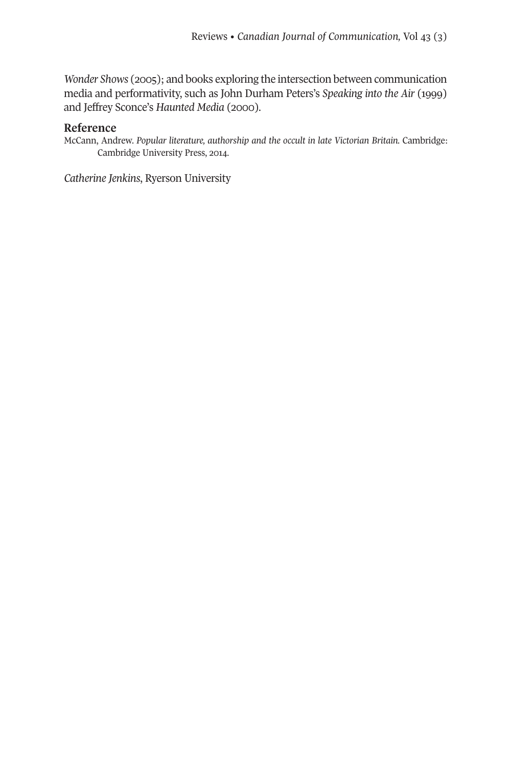*Wonder Shows* (2005); and books exploring the intersection between communication media and performativity, such as John Durham Peters's *Speaking into the Air* (1999) and Jeffrey Sconce's *Haunted Media* (2000).

## Reference

McCann, Andrew. *Popular literature, authorship and the occult in late Victorian Britain.* Cambridge: Cambridge University Press, 2014.

*Catherine Jenkins*, Ryerson University